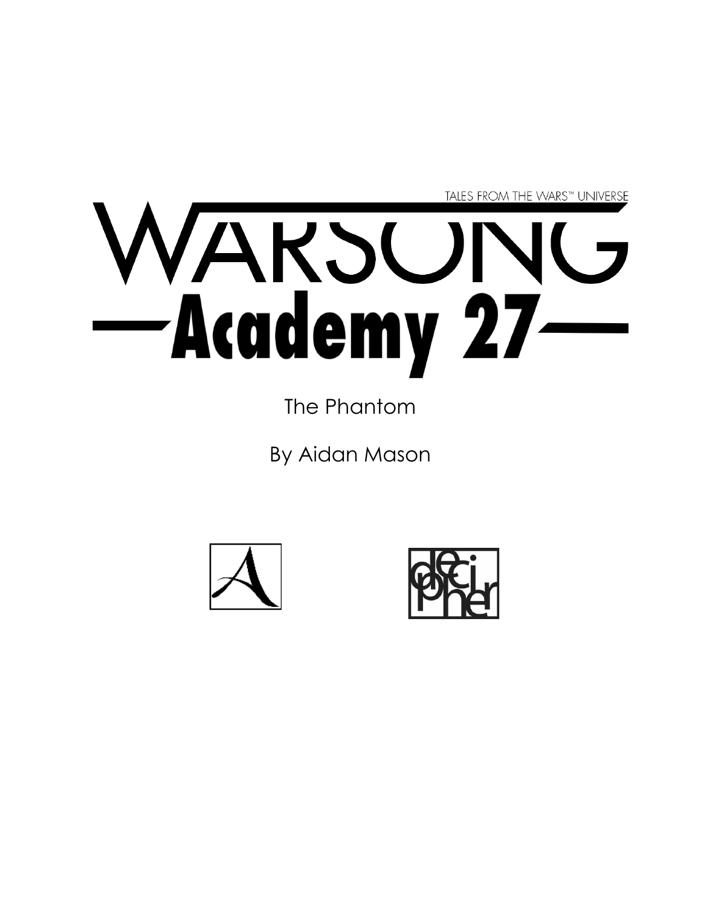TALES FROM THE WARS™ UNIVERSE

# WARSONG

# —Academy 27—

The Phantom

By Aidan Mason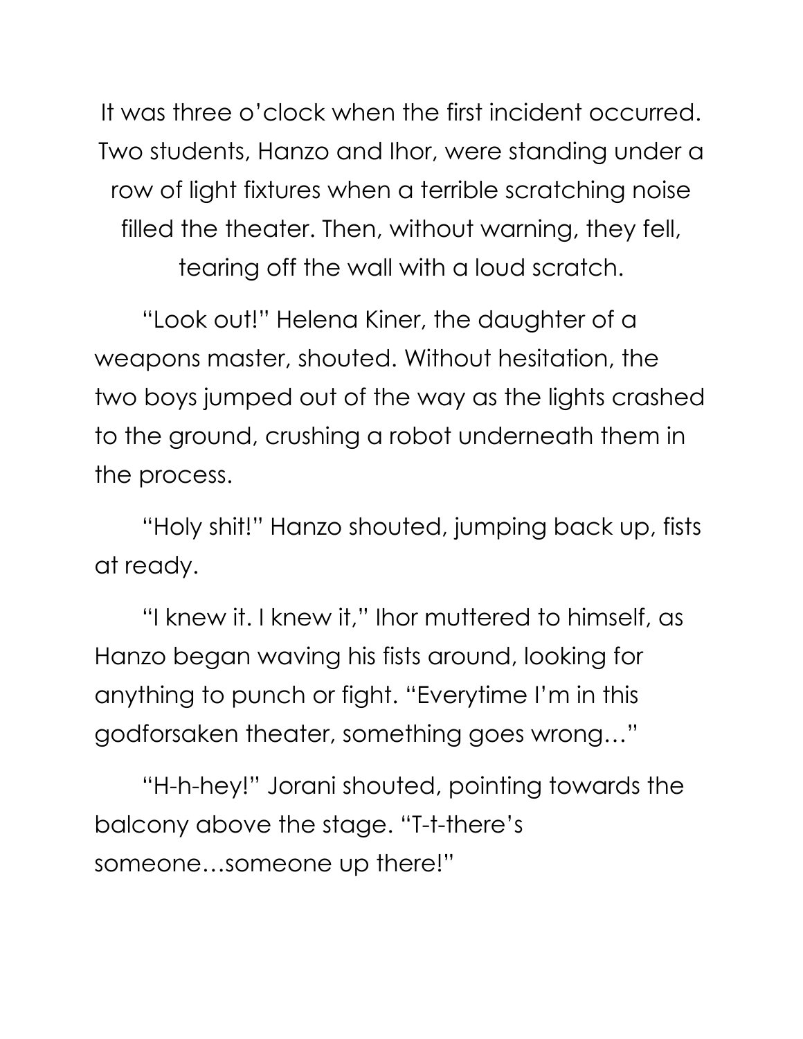It was three o'clock when the first incident occurred. Two students, Hanzo and Ihor, were standing under a row of light fixtures when a terrible scratching noise filled the theater. Then, without warning, they fell, tearing off the wall with a loud scratch.

"Look out!" Helena Kiner, the daughter of a weapons master, shouted. Without hesitation, the two boys jumped out of the way as the lights crashed to the ground, crushing a robot underneath them in the process.

"Holy shit!" Hanzo shouted, jumping back up, fists at ready.

"I knew it. I knew it," Ihor muttered to himself, as Hanzo began waving his fists around, looking for anything to punch or fight. "Everytime I'm in this godforsaken theater, something goes wrong…"

"H-h-hey!" Jorani shouted, pointing towards the balcony above the stage. "T-t-there's someone…someone up there!"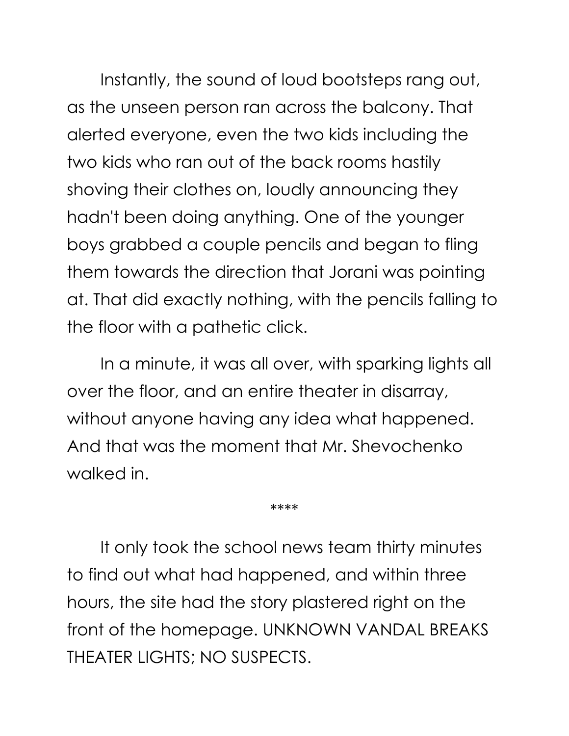Instantly, the sound of loud bootsteps rang out, as the unseen person ran across the balcony. That alerted everyone, even the two kids including the two kids who ran out of the back rooms hastily shoving their clothes on, loudly announcing they hadn't been doing anything. One of the younger boys grabbed a couple pencils and began to fling them towards the direction that Jorani was pointing at. That did exactly nothing, with the pencils falling to the floor with a pathetic click.

In a minute, it was all over, with sparking lights all over the floor, and an entire theater in disarray, without anyone having any idea what happened. And that was the moment that Mr. Shevochenko walked in.

****

It only took the school news team thirty minutes to find out what had happened, and within three hours, the site had the story plastered right on the front of the homepage. UNKNOWN VANDAL BREAKS THEATER LIGHTS; NO SUSPECTS.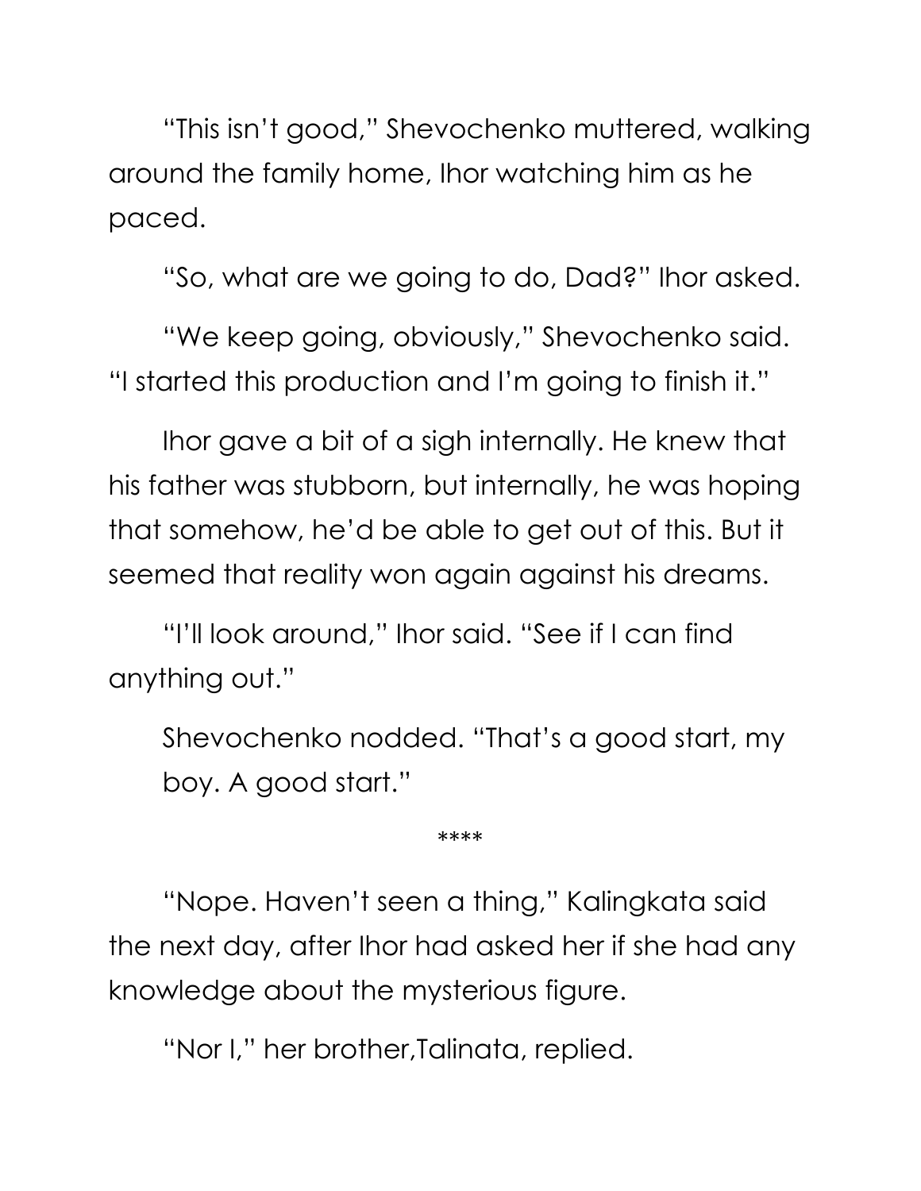"This isn't good," Shevochenko muttered, walking around the family home, Ihor watching him as he paced.

"So, what are we going to do, Dad?" Ihor asked.

"We keep going, obviously," Shevochenko said. "I started this production and I'm going to finish it."

Ihor gave a bit of a sigh internally. He knew that his father was stubborn, but internally, he was hoping that somehow, he'd be able to get out of this. But it seemed that reality won again against his dreams.

"I'll look around," Ihor said. "See if I can find anything out."

Shevochenko nodded. "That's a good start, my boy. A good start."

****

"Nope. Haven't seen a thing," Kalingkata said the next day, after Ihor had asked her if she had any knowledge about the mysterious figure.

"Nor I," her brother,Talinata, replied.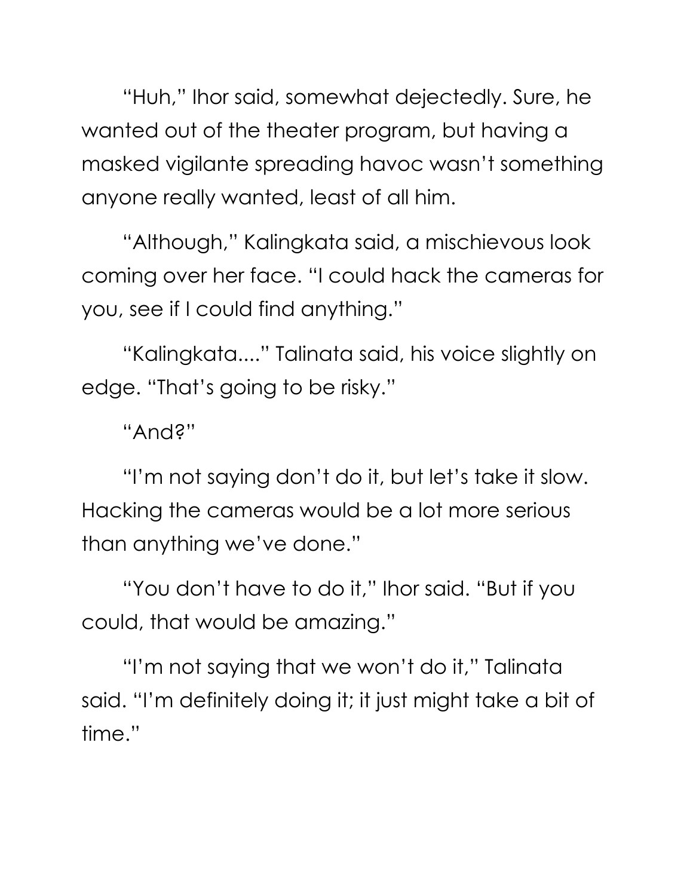"Huh," Ihor said, somewhat dejectedly. Sure, he wanted out of the theater program, but having a masked vigilante spreading havoc wasn't something anyone really wanted, least of all him.

"Although," Kalingkata said, a mischievous look coming over her face. "I could hack the cameras for you, see if I could find anything."

"Kalingkata...." Talinata said, his voice slightly on edge. "That's going to be risky."

"And?"

"I'm not saying don't do it, but let's take it slow. Hacking the cameras would be a lot more serious than anything we've done."

"You don't have to do it," Ihor said. "But if you could, that would be amazing."

"I'm not saying that we won't do it," Talinata said. "I'm definitely doing it; it just might take a bit of time."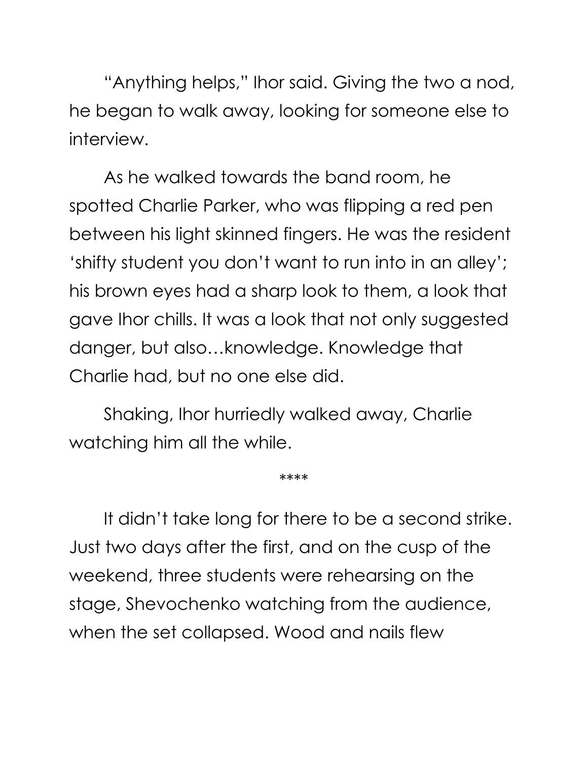"Anything helps," Ihor said. Giving the two a nod, he began to walk away, looking for someone else to interview.

As he walked towards the band room, he spotted Charlie Parker, who was flipping a red pen between his light skinned fingers. He was the resident 'shifty student you don't want to run into in an alley'; his brown eyes had a sharp look to them, a look that gave Ihor chills. It was a look that not only suggested danger, but also…knowledge. Knowledge that Charlie had, but no one else did.

Shaking, Ihor hurriedly walked away, Charlie watching him all the while.

****

It didn't take long for there to be a second strike. Just two days after the first, and on the cusp of the weekend, three students were rehearsing on the stage, Shevochenko watching from the audience, when the set collapsed. Wood and nails flew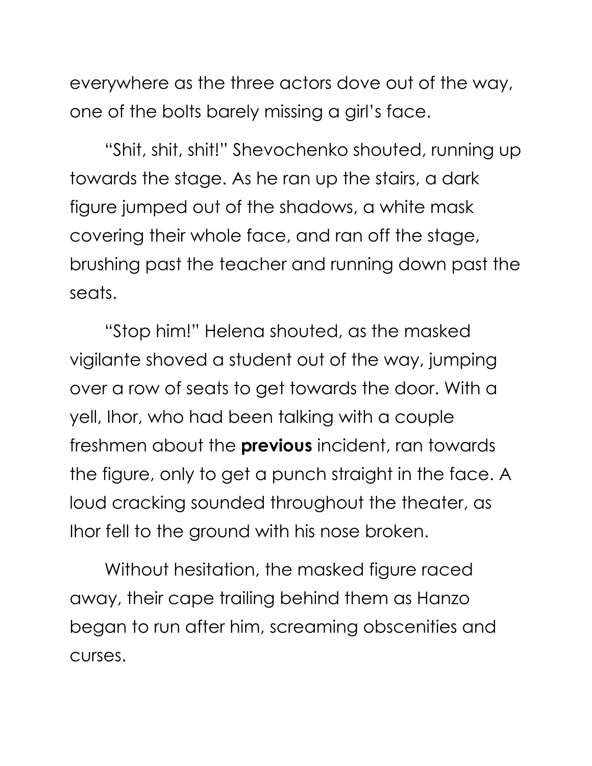everywhere as the three actors dove out of the way, one of the bolts barely missing a girl's face.

"Shit, shit, shit!" Shevochenko shouted, running up towards the stage. As he ran up the stairs, a dark figure jumped out of the shadows, a white mask covering their whole face, and ran off the stage, brushing past the teacher and running down past the seats.

"Stop him!" Helena shouted, as the masked vigilante shoved a student out of the way, jumping over a row of seats to get towards the door. With a yell, Ihor, who had been talking with a couple freshmen about the **previous** incident, ran towards the figure, only to get a punch straight in the face. A loud cracking sounded throughout the theater, as Ihor fell to the ground with his nose broken.

Without hesitation, the masked figure raced away, their cape trailing behind them as Hanzo began to run after him, screaming obscenities and curses.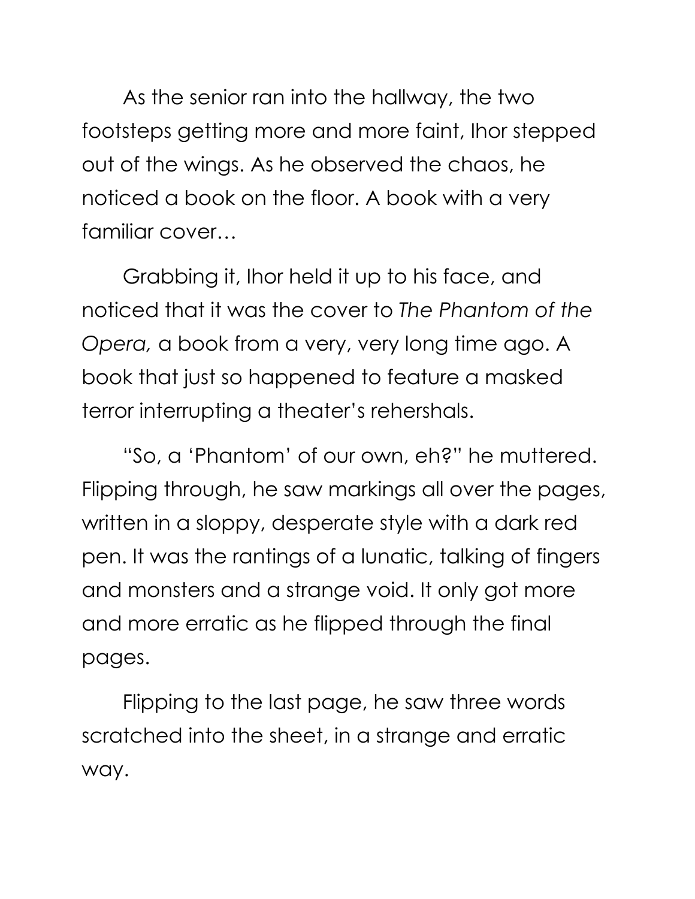As the senior ran into the hallway, the two footsteps getting more and more faint, Ihor stepped out of the wings. As he observed the chaos, he noticed a book on the floor. A book with a very familiar cover…

Grabbing it, Ihor held it up to his face, and noticed that it was the cover to *The Phantom of the Opera,* a book from a very, very long time ago. A book that just so happened to feature a masked terror interrupting a theater's rehershals.

"So, a 'Phantom' of our own, eh?" he muttered. Flipping through, he saw markings all over the pages, written in a sloppy, desperate style with a dark red pen. It was the rantings of a lunatic, talking of fingers and monsters and a strange void. It only got more and more erratic as he flipped through the final pages.

Flipping to the last page, he saw three words scratched into the sheet, in a strange and erratic way.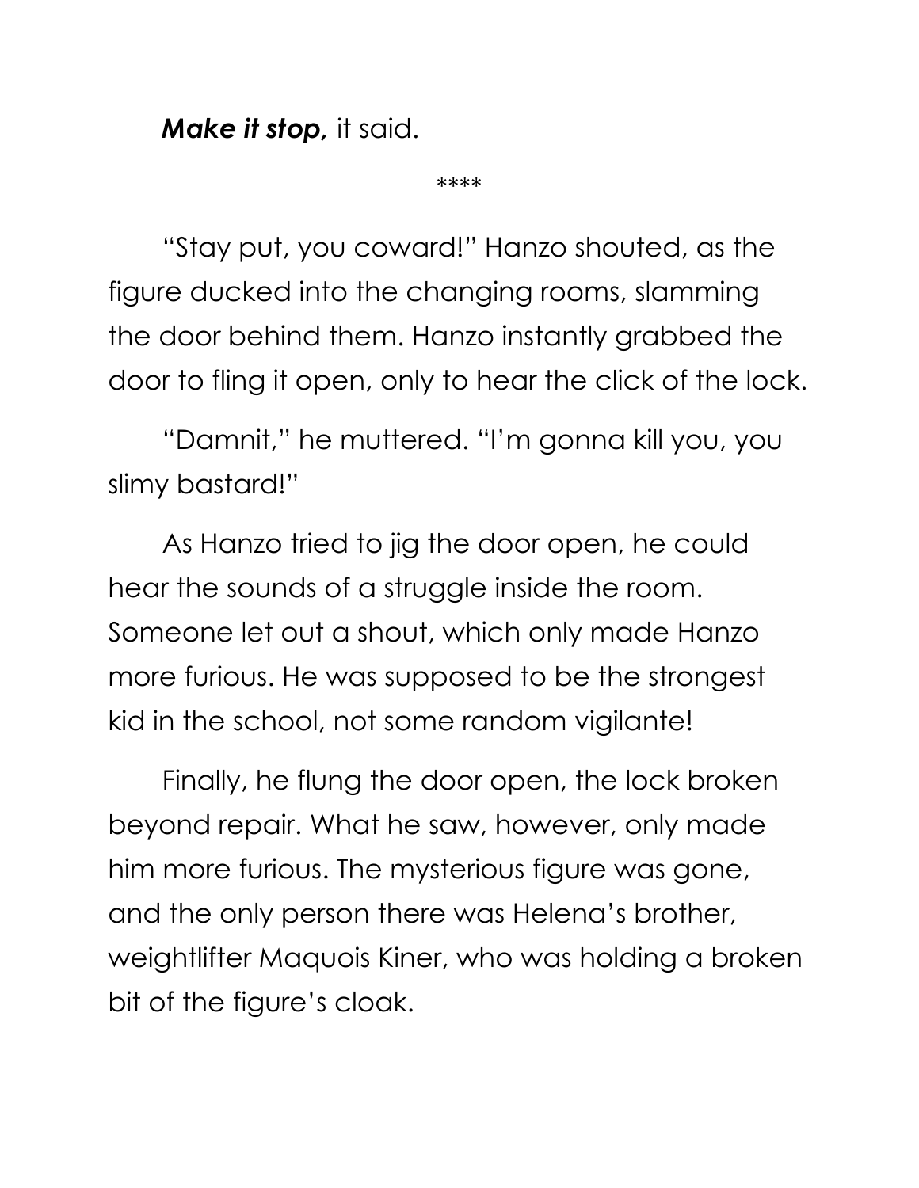***Make it stop,*** it said.

****

“Stay put, you coward!” Hanzo shouted, as the figure ducked into the changing rooms, slamming the door behind them. Hanzo instantly grabbed the door to fling it open, only to hear the click of the lock.

“Damnit,” he muttered. “I’m gonna kill you, you slimy bastard!”

As Hanzo tried to jig the door open, he could hear the sounds of a struggle inside the room. Someone let out a shout, which only made Hanzo more furious. He was supposed to be the strongest kid in the school, not some random vigilante!

Finally, he flung the door open, the lock broken beyond repair. What he saw, however, only made him more furious. The mysterious figure was gone, and the only person there was Helena’s brother, weightlifter Maquois Kiner, who was holding a broken bit of the figure’s cloak.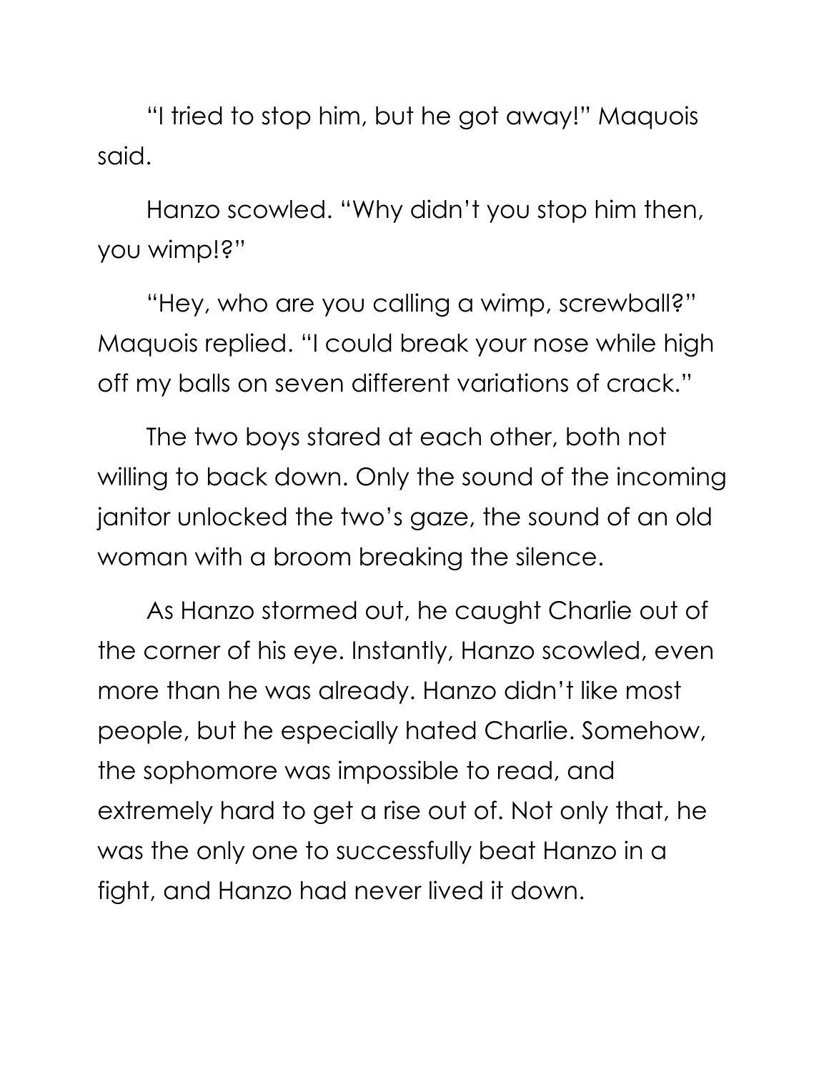"I tried to stop him, but he got away!" Maquois said.

Hanzo scowled. "Why didn't you stop him then, you wimp!?"

"Hey, who are you calling a wimp, screwball?" Maquois replied. "I could break your nose while high off my balls on seven different variations of crack."

The two boys stared at each other, both not willing to back down. Only the sound of the incoming janitor unlocked the two's gaze, the sound of an old woman with a broom breaking the silence.

As Hanzo stormed out, he caught Charlie out of the corner of his eye. Instantly, Hanzo scowled, even more than he was already. Hanzo didn't like most people, but he especially hated Charlie. Somehow, the sophomore was impossible to read, and extremely hard to get a rise out of. Not only that, he was the only one to successfully beat Hanzo in a fight, and Hanzo had never lived it down.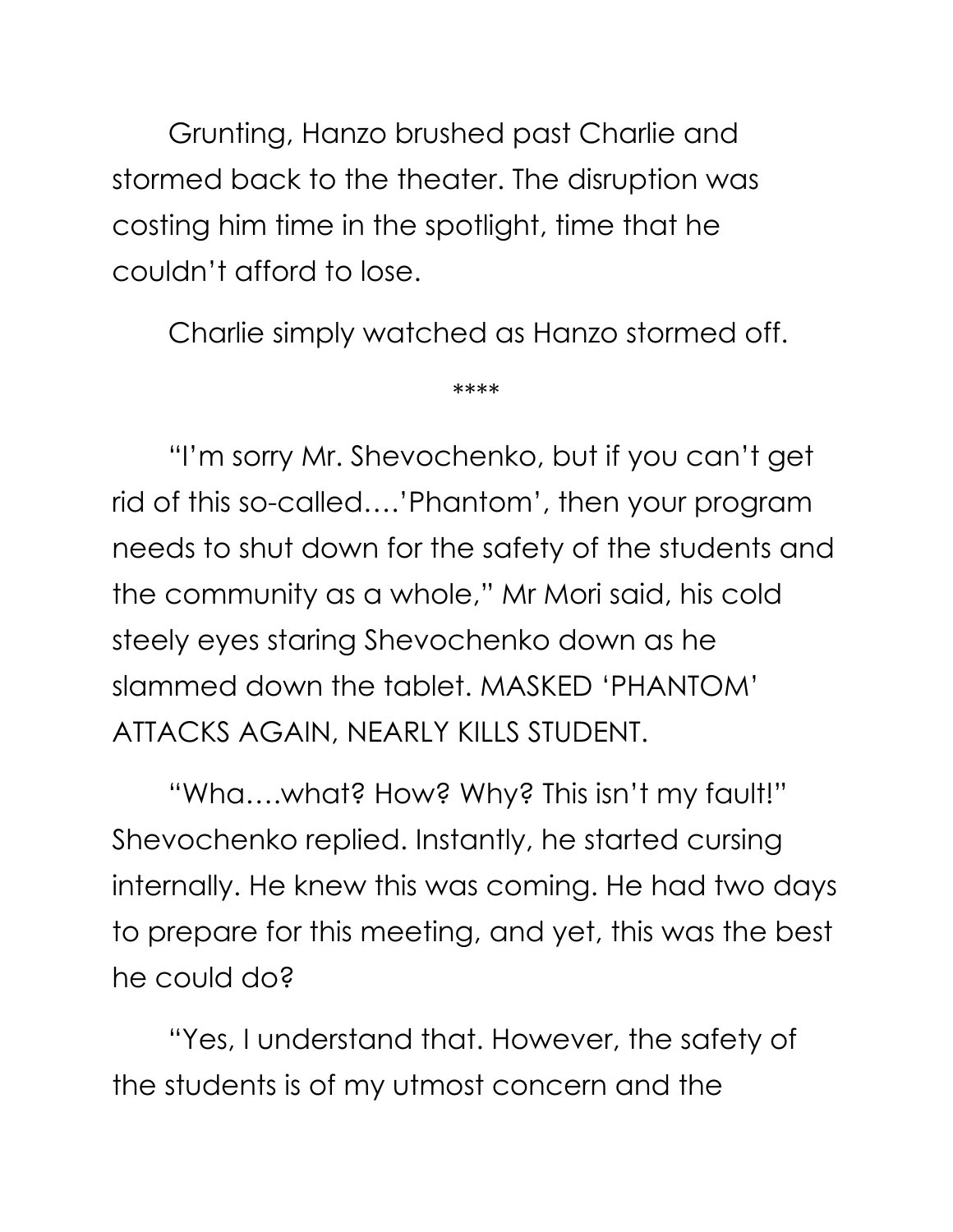Grunting, Hanzo brushed past Charlie and stormed back to the theater. The disruption was costing him time in the spotlight, time that he couldn't afford to lose.

Charlie simply watched as Hanzo stormed off.

****

"I'm sorry Mr. Shevochenko, but if you can't get rid of this so-called….'Phantom', then your program needs to shut down for the safety of the students and the community as a whole," Mr Mori said, his cold steely eyes staring Shevochenko down as he slammed down the tablet. MASKED 'PHANTOM' ATTACKS AGAIN, NEARLY KILLS STUDENT.

"Wha….what? How? Why? This isn't my fault!" Shevochenko replied. Instantly, he started cursing internally. He knew this was coming. He had two days to prepare for this meeting, and yet, this was the best he could do?

"Yes, I understand that. However, the safety of the students is of my utmost concern and the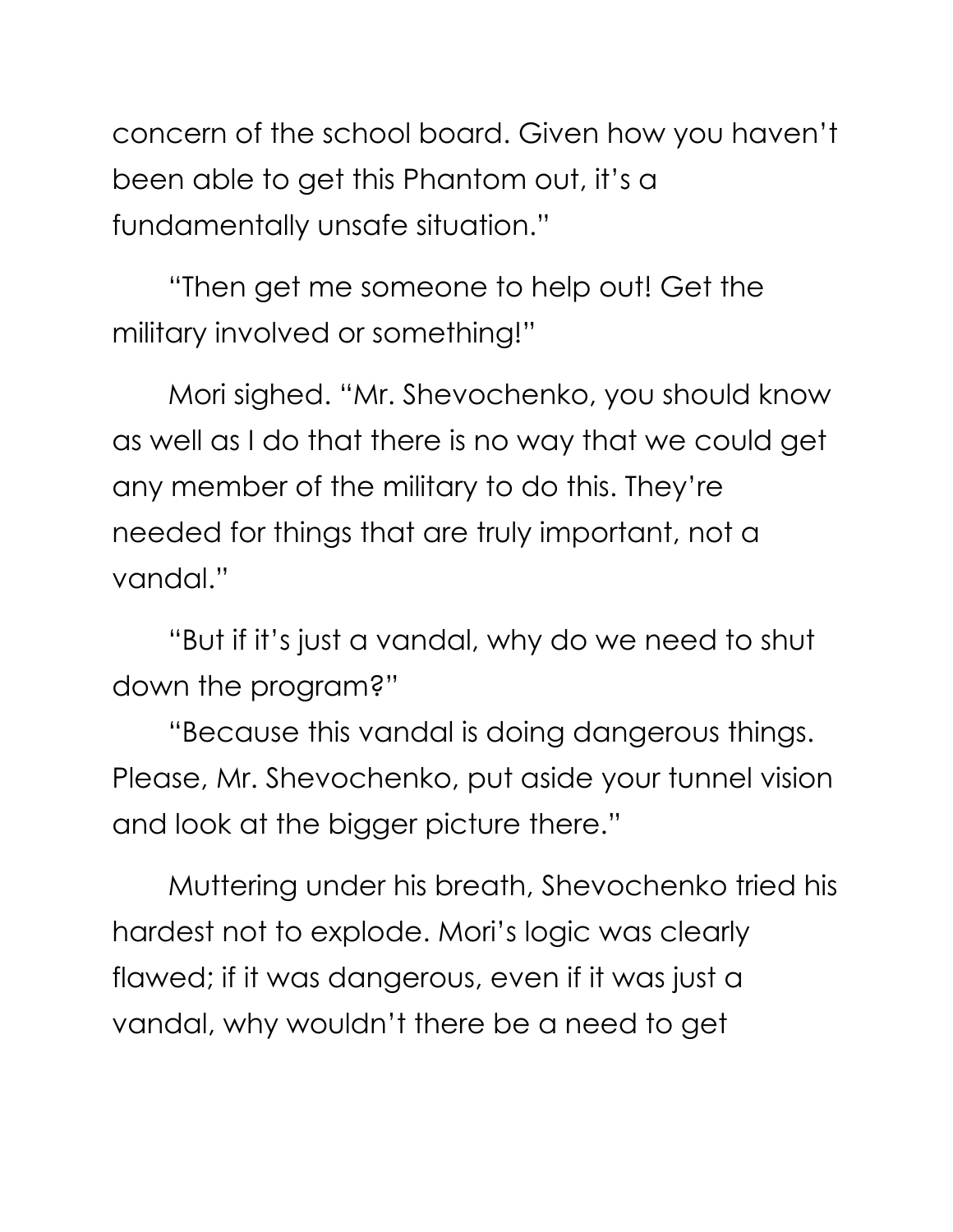concern of the school board. Given how you haven't been able to get this Phantom out, it's a fundamentally unsafe situation."

"Then get me someone to help out! Get the military involved or something!"

Mori sighed. "Mr. Shevochenko, you should know as well as I do that there is no way that we could get any member of the military to do this. They're needed for things that are truly important, not a vandal."

"But if it's just a vandal, why do we need to shut down the program?"

"Because this vandal is doing dangerous things. Please, Mr. Shevochenko, put aside your tunnel vision and look at the bigger picture there."

Muttering under his breath, Shevochenko tried his hardest not to explode. Mori's logic was clearly flawed; if it was dangerous, even if it was just a vandal, why wouldn't there be a need to get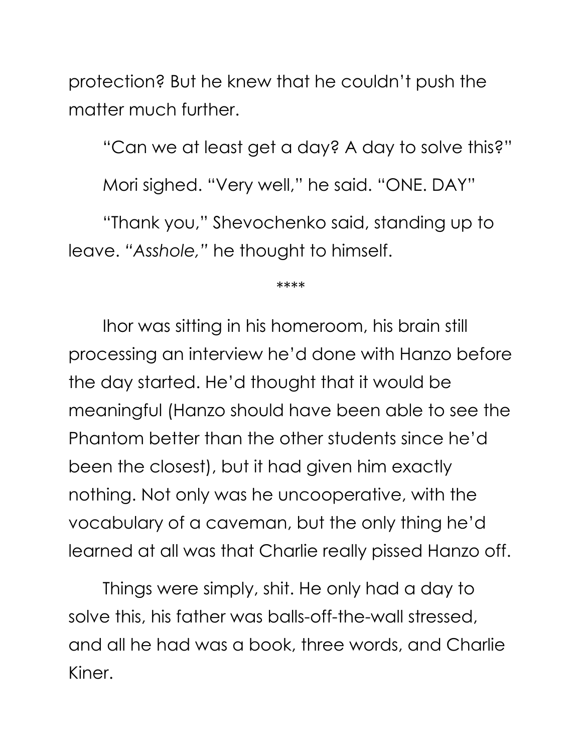protection? But he knew that he couldn't push the matter much further.

"Can we at least get a day? A day to solve this?"

Mori sighed. "Very well," he said. "ONE. DAY"

"Thank you," Shevochenko said, standing up to leave. *"Asshole,"* he thought to himself.

****

Ihor was sitting in his homeroom, his brain still processing an interview he'd done with Hanzo before the day started. He'd thought that it would be meaningful (Hanzo should have been able to see the Phantom better than the other students since he'd been the closest), but it had given him exactly nothing. Not only was he uncooperative, with the vocabulary of a caveman, but the only thing he'd learned at all was that Charlie really pissed Hanzo off.

Things were simply, shit. He only had a day to solve this, his father was balls-off-the-wall stressed, and all he had was a book, three words, and Charlie Kiner.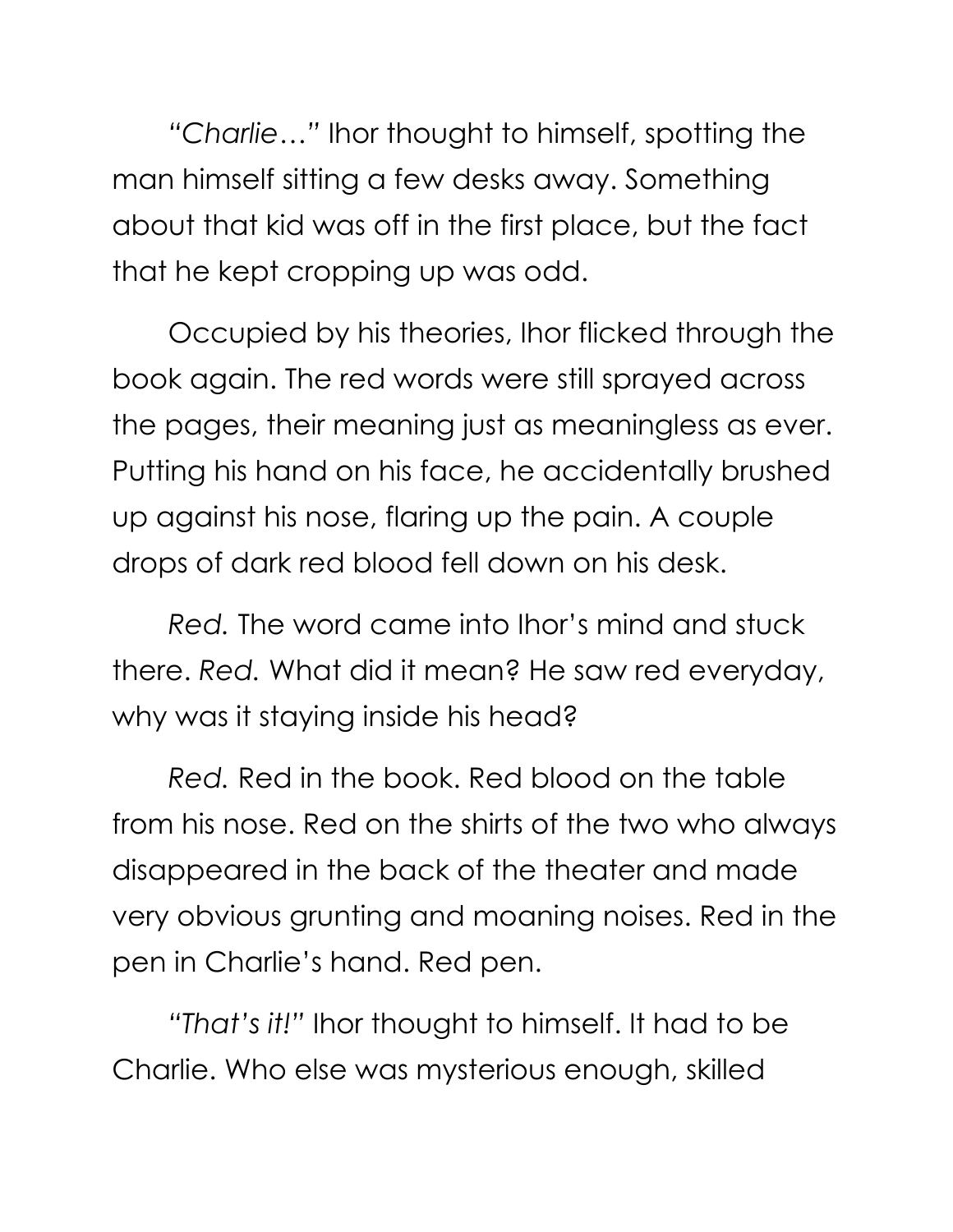*"Charlie…"* Ihor thought to himself, spotting the man himself sitting a few desks away. Something about that kid was off in the first place, but the fact that he kept cropping up was odd.

Occupied by his theories, Ihor flicked through the book again. The red words were still sprayed across the pages, their meaning just as meaningless as ever. Putting his hand on his face, he accidentally brushed up against his nose, flaring up the pain. A couple drops of dark red blood fell down on his desk.

*Red.* The word came into Ihor's mind and stuck there. *Red.* What did it mean? He saw red everyday, why was it staying inside his head?

*Red.* Red in the book. Red blood on the table from his nose. Red on the shirts of the two who always disappeared in the back of the theater and made very obvious grunting and moaning noises. Red in the pen in Charlie's hand. Red pen.

*"That's it!"* Ihor thought to himself. It had to be Charlie. Who else was mysterious enough, skilled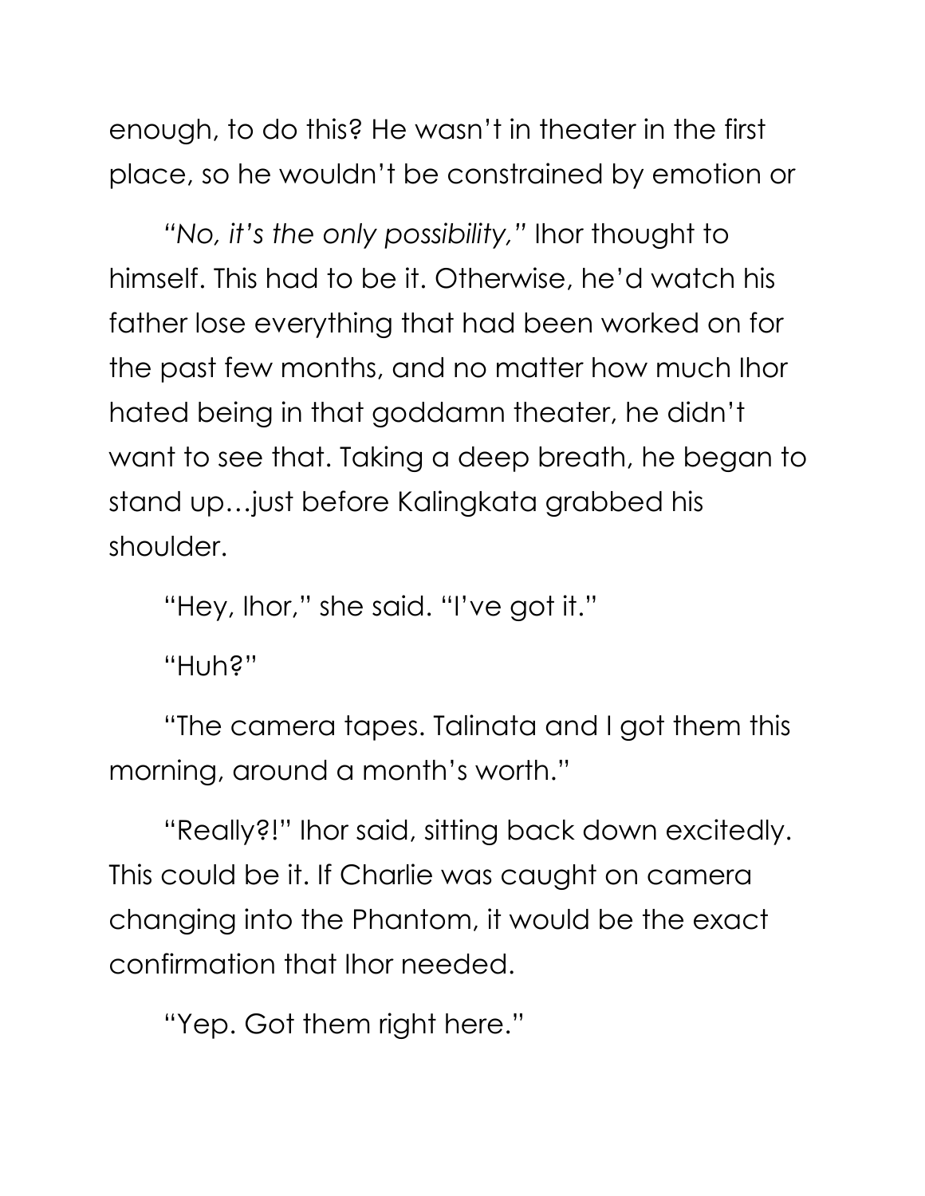enough, to do this? He wasn't in theater in the first place, so he wouldn't be constrained by emotion or

*"No, it's the only possibility,"* Ihor thought to himself. This had to be it. Otherwise, he'd watch his father lose everything that had been worked on for the past few months, and no matter how much Ihor hated being in that goddamn theater, he didn't want to see that. Taking a deep breath, he began to stand up…just before Kalingkata grabbed his shoulder.

"Hey, Ihor," she said. "I've got it."

"Huh?"

"The camera tapes. Talinata and I got them this morning, around a month's worth."

"Really?!" Ihor said, sitting back down excitedly. This could be it. If Charlie was caught on camera changing into the Phantom, it would be the exact confirmation that Ihor needed.

"Yep. Got them right here."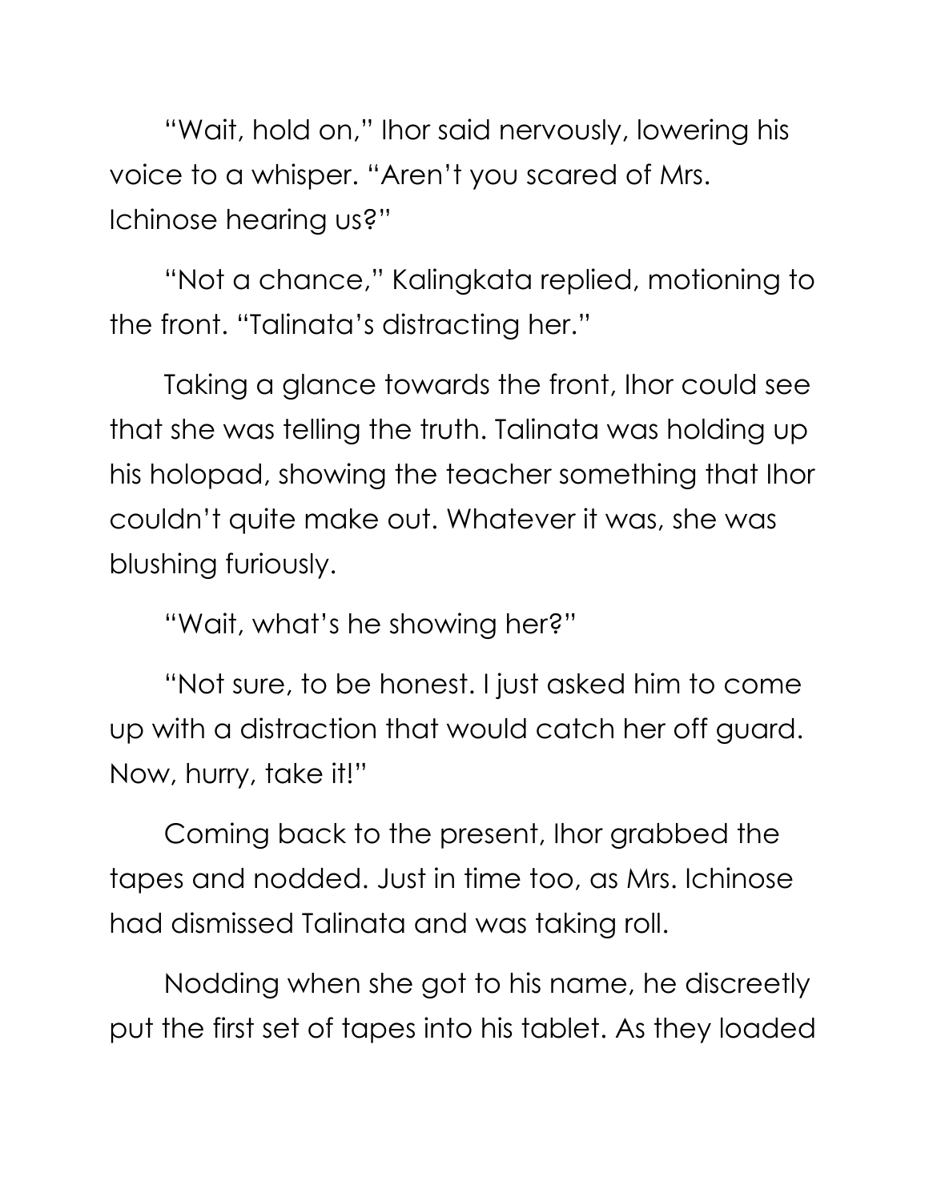"Wait, hold on," Ihor said nervously, lowering his voice to a whisper. "Aren't you scared of Mrs. Ichinose hearing us?"

"Not a chance," Kalingkata replied, motioning to the front. "Talinata's distracting her."

Taking a glance towards the front, Ihor could see that she was telling the truth. Talinata was holding up his holopad, showing the teacher something that Ihor couldn't quite make out. Whatever it was, she was blushing furiously.

"Wait, what's he showing her?"

"Not sure, to be honest. I just asked him to come up with a distraction that would catch her off guard. Now, hurry, take it!"

Coming back to the present, Ihor grabbed the tapes and nodded. Just in time too, as Mrs. Ichinose had dismissed Talinata and was taking roll.

Nodding when she got to his name, he discreetly put the first set of tapes into his tablet. As they loaded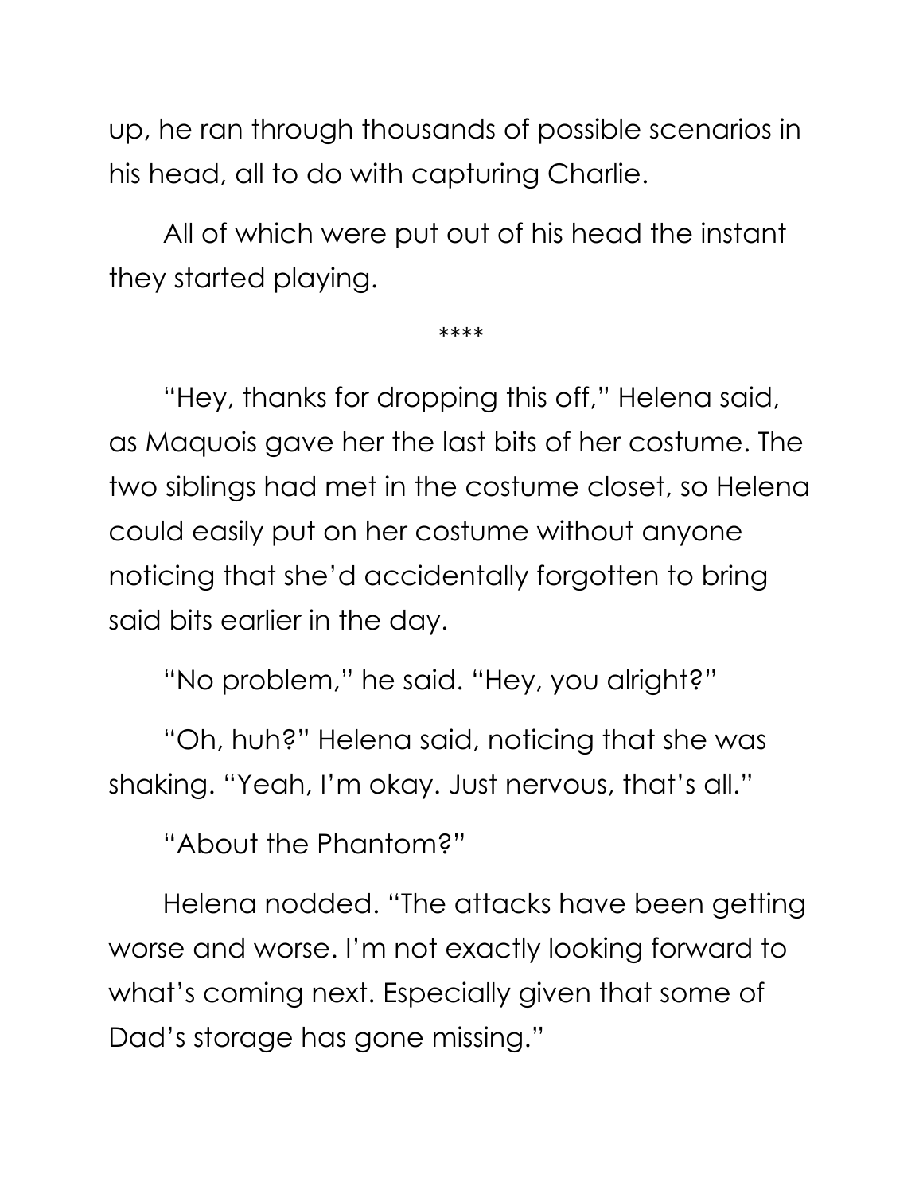up, he ran through thousands of possible scenarios in his head, all to do with capturing Charlie.

All of which were put out of his head the instant they started playing.

****

"Hey, thanks for dropping this off," Helena said, as Maquois gave her the last bits of her costume. The two siblings had met in the costume closet, so Helena could easily put on her costume without anyone noticing that she'd accidentally forgotten to bring said bits earlier in the day.

"No problem," he said. "Hey, you alright?"

"Oh, huh?" Helena said, noticing that she was shaking. "Yeah, I'm okay. Just nervous, that's all."

"About the Phantom?"

Helena nodded. "The attacks have been getting worse and worse. I'm not exactly looking forward to what's coming next. Especially given that some of Dad's storage has gone missing."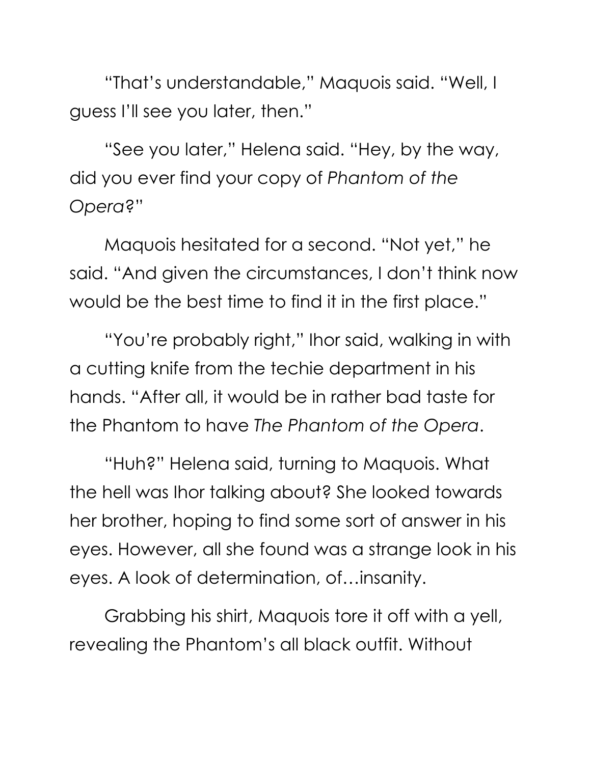"That's understandable," Maquois said. "Well, I guess I'll see you later, then."

"See you later," Helena said. "Hey, by the way, did you ever find your copy of *Phantom of the Opera*?"

Maquois hesitated for a second. "Not yet," he said. "And given the circumstances, I don't think now would be the best time to find it in the first place."

"You're probably right," Ihor said, walking in with a cutting knife from the techie department in his hands. "After all, it would be in rather bad taste for the Phantom to have *The Phantom of the Opera*.

"Huh?" Helena said, turning to Maquois. What the hell was Ihor talking about? She looked towards her brother, hoping to find some sort of answer in his eyes. However, all she found was a strange look in his eyes. A look of determination, of…insanity.

Grabbing his shirt, Maquois tore it off with a yell, revealing the Phantom's all black outfit. Without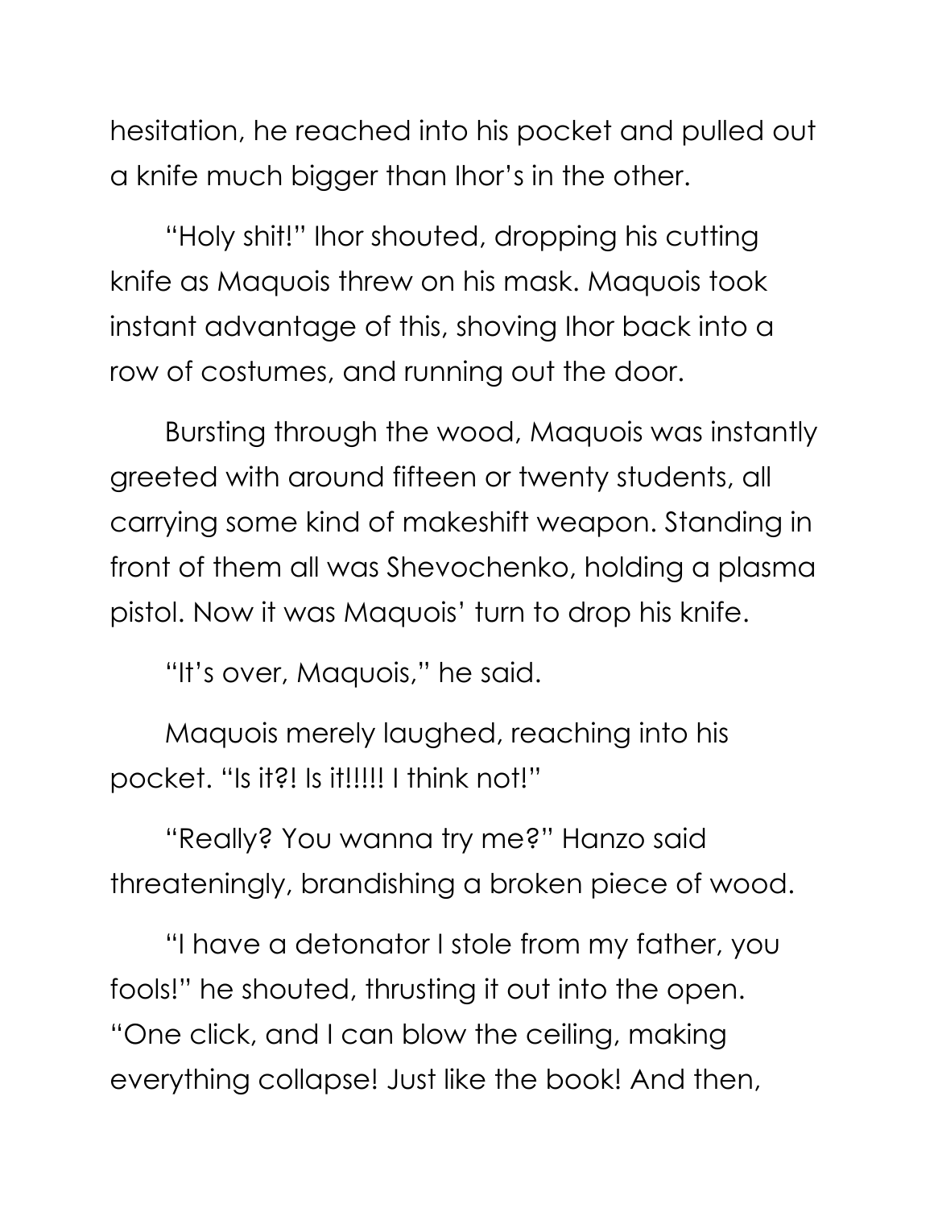hesitation, he reached into his pocket and pulled out a knife much bigger than Ihor's in the other.

"Holy shit!" Ihor shouted, dropping his cutting knife as Maquois threw on his mask. Maquois took instant advantage of this, shoving Ihor back into a row of costumes, and running out the door.

Bursting through the wood, Maquois was instantly greeted with around fifteen or twenty students, all carrying some kind of makeshift weapon. Standing in front of them all was Shevochenko, holding a plasma pistol. Now it was Maquois' turn to drop his knife.

"It's over, Maquois," he said.

Maquois merely laughed, reaching into his pocket. "Is it?! Is it!!!!! I think not!"

"Really? You wanna try me?" Hanzo said threateningly, brandishing a broken piece of wood.

"I have a detonator I stole from my father, you fools!" he shouted, thrusting it out into the open. "One click, and I can blow the ceiling, making everything collapse! Just like the book! And then,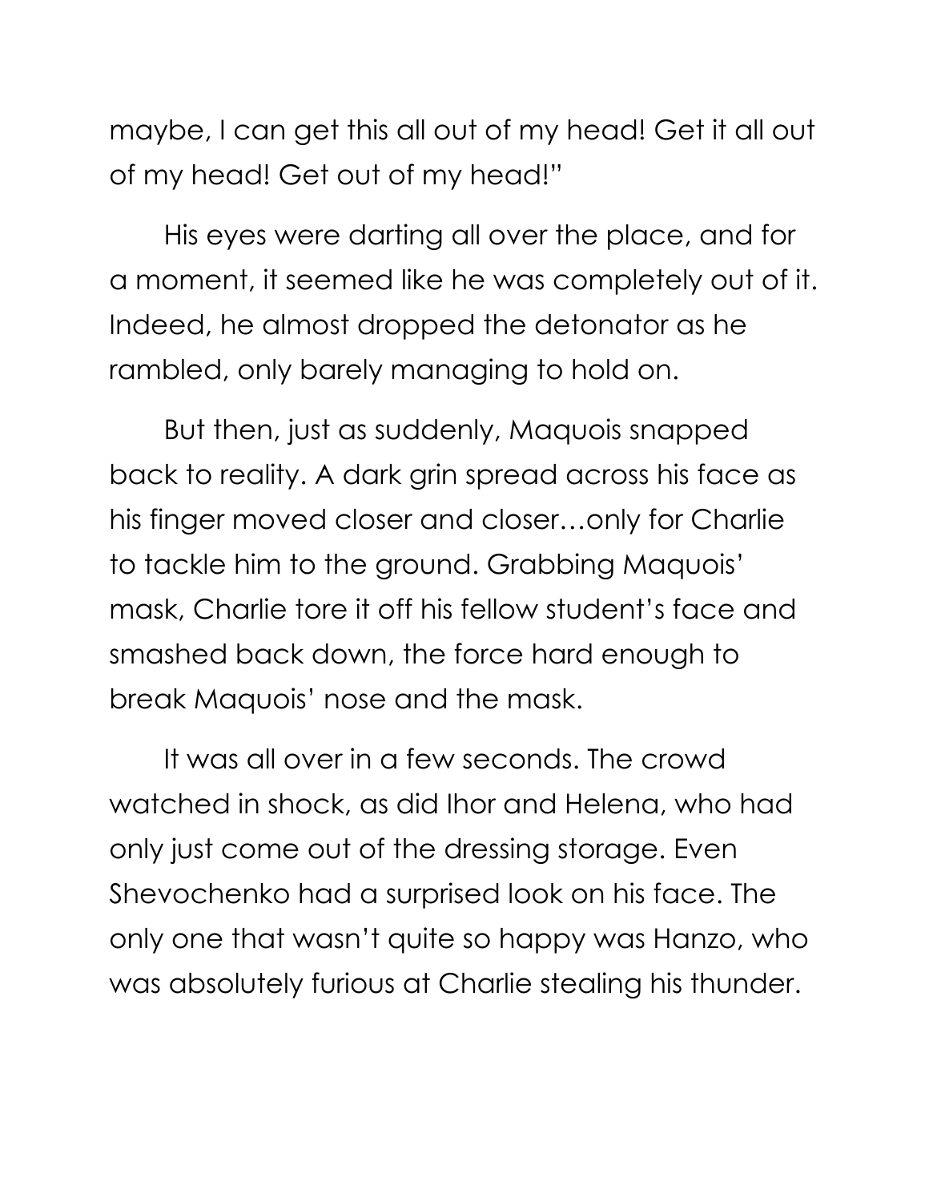maybe, I can get this all out of my head! Get it all out of my head! Get out of my head!"

His eyes were darting all over the place, and for a moment, it seemed like he was completely out of it. Indeed, he almost dropped the detonator as he rambled, only barely managing to hold on.

But then, just as suddenly, Maquois snapped back to reality. A dark grin spread across his face as his finger moved closer and closer…only for Charlie to tackle him to the ground. Grabbing Maquois' mask, Charlie tore it off his fellow student's face and smashed back down, the force hard enough to break Maquois' nose and the mask.

It was all over in a few seconds. The crowd watched in shock, as did Ihor and Helena, who had only just come out of the dressing storage. Even Shevochenko had a surprised look on his face. The only one that wasn't quite so happy was Hanzo, who was absolutely furious at Charlie stealing his thunder.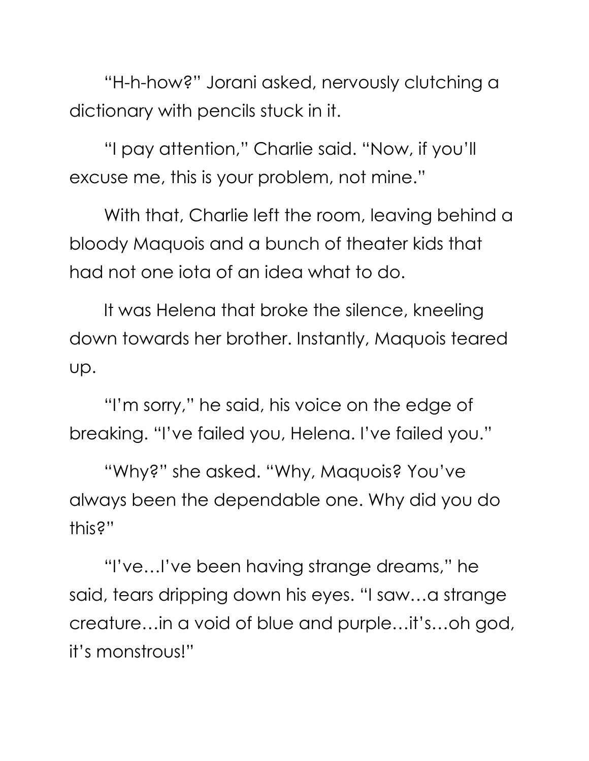"H-h-how?" Jorani asked, nervously clutching a dictionary with pencils stuck in it.

"I pay attention," Charlie said. "Now, if you'll excuse me, this is your problem, not mine."

With that, Charlie left the room, leaving behind a bloody Maquois and a bunch of theater kids that had not one iota of an idea what to do.

It was Helena that broke the silence, kneeling down towards her brother. Instantly, Maquois teared up.

"I'm sorry," he said, his voice on the edge of breaking. "I've failed you, Helena. I've failed you."

"Why?" she asked. "Why, Maquois? You've always been the dependable one. Why did you do this?"

"I've…I've been having strange dreams," he said, tears dripping down his eyes. "I saw…a strange creature…in a void of blue and purple…it's…oh god, it's monstrous!"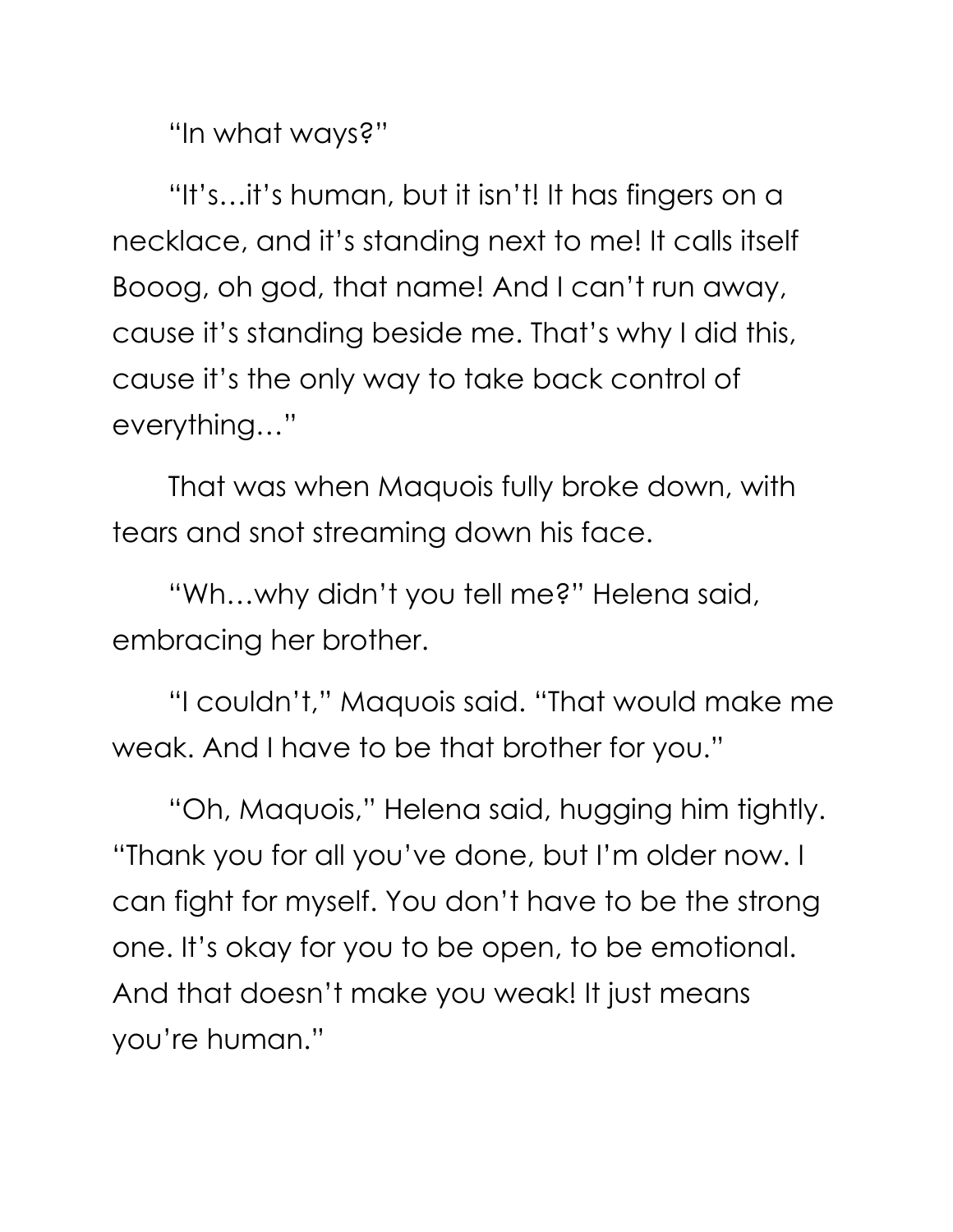"In what ways?"

"It's…it's human, but it isn't! It has fingers on a necklace, and it's standing next to me! It calls itself Booog, oh god, that name! And I can't run away, cause it's standing beside me. That's why I did this, cause it's the only way to take back control of everything…"

That was when Maquois fully broke down, with tears and snot streaming down his face.

"Wh…why didn't you tell me?" Helena said, embracing her brother.

"I couldn't," Maquois said. "That would make me weak. And I have to be that brother for you."

"Oh, Maquois," Helena said, hugging him tightly. "Thank you for all you've done, but I'm older now. I can fight for myself. You don't have to be the strong one. It's okay for you to be open, to be emotional. And that doesn't make you weak! It just means you're human."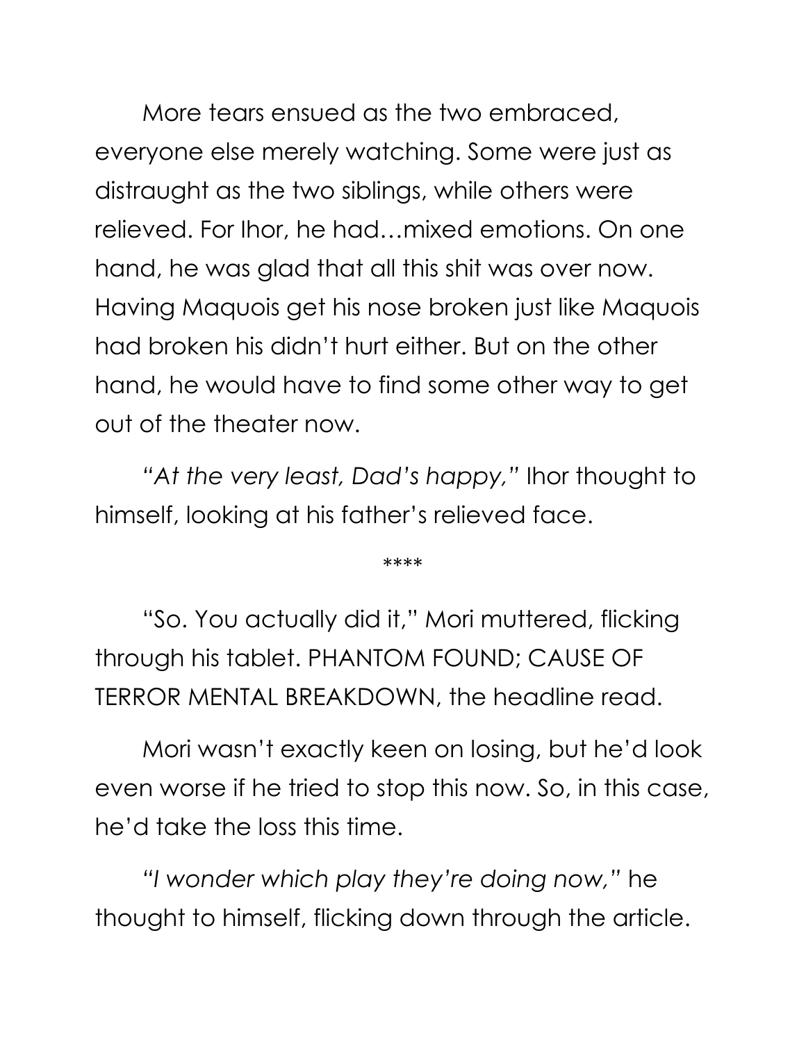More tears ensued as the two embraced, everyone else merely watching. Some were just as distraught as the two siblings, while others were relieved. For Ihor, he had…mixed emotions. On one hand, he was glad that all this shit was over now. Having Maquois get his nose broken just like Maquois had broken his didn't hurt either. But on the other hand, he would have to find some other way to get out of the theater now.

*"At the very least, Dad's happy,"* Ihor thought to himself, looking at his father's relieved face.

****

"So. You actually did it," Mori muttered, flicking through his tablet. PHANTOM FOUND; CAUSE OF TERROR MENTAL BREAKDOWN, the headline read.

Mori wasn't exactly keen on losing, but he'd look even worse if he tried to stop this now. So, in this case, he'd take the loss this time.

*"I wonder which play they're doing now,"* he thought to himself, flicking down through the article.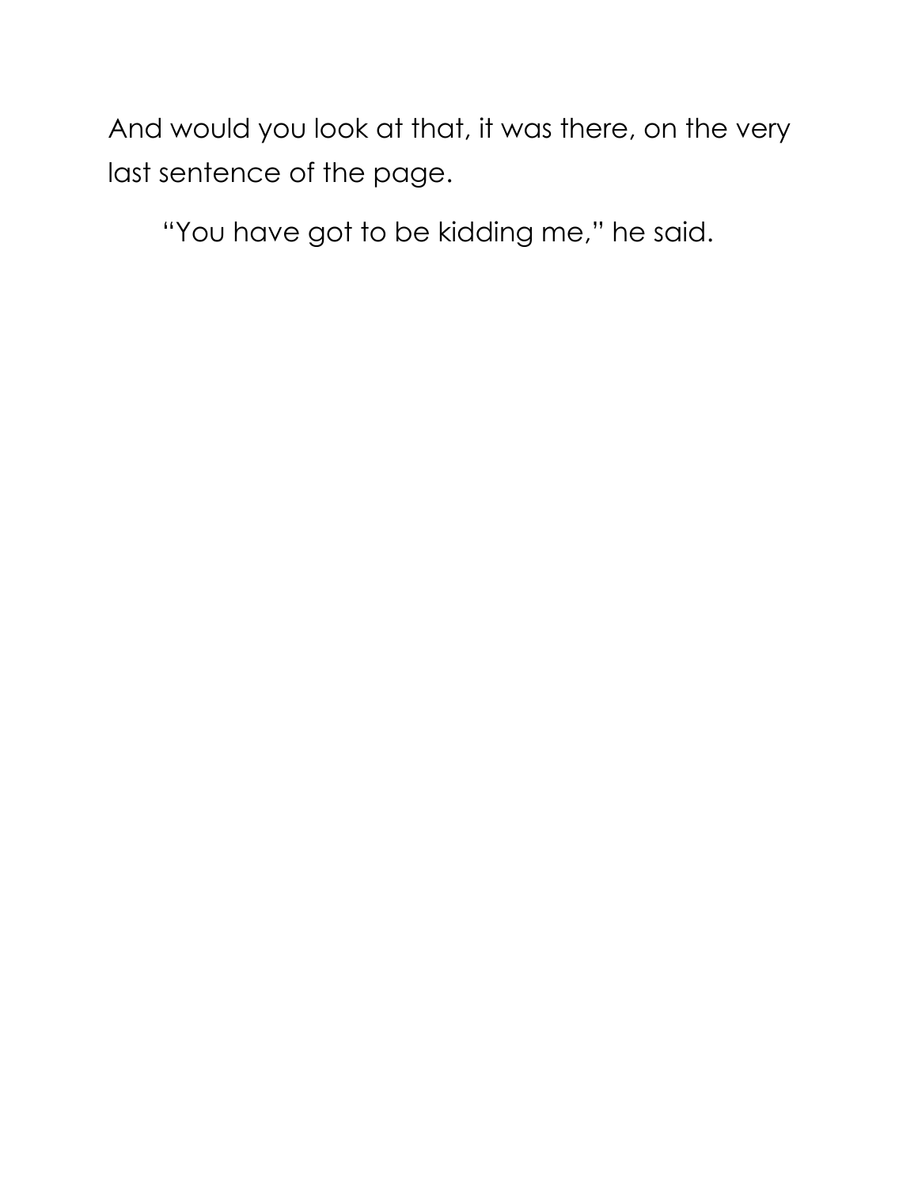And would you look at that, it was there, on the very last sentence of the page.

"You have got to be kidding me," he said.